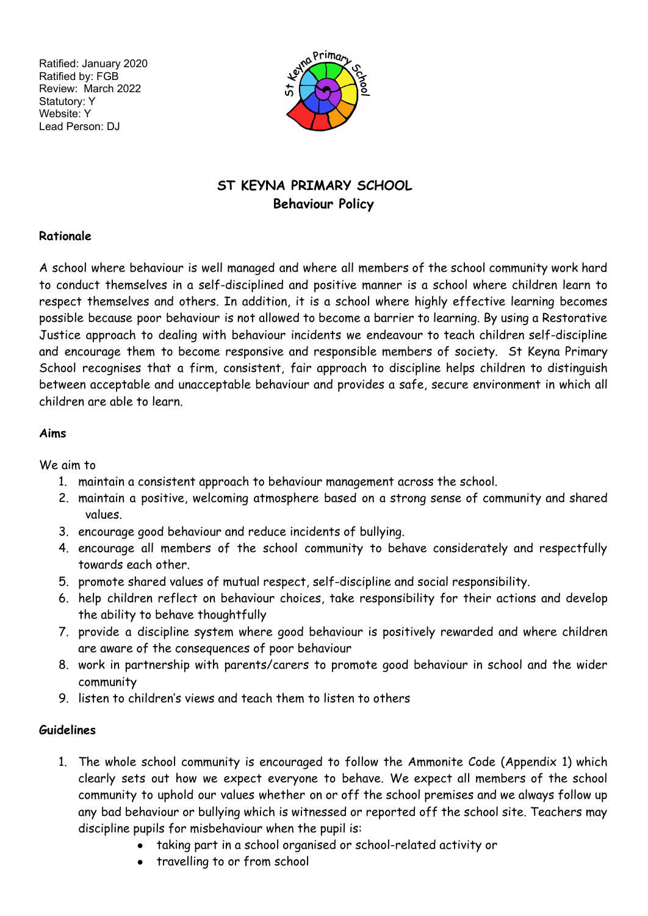Ratified: January 2020
Ratified by: FGB
Review: March 2022
Statutory: Y
Website: Y
Lead Person: DJ

# ST KEYNA PRIMARY SCHOOL
## Behaviour Policy

### Rationale

A school where behaviour is well managed and where all members of the school community work hard to conduct themselves in a self-disciplined and positive manner is a school where children learn to respect themselves and others. In addition, it is a school where highly effective learning becomes possible because poor behaviour is not allowed to become a barrier to learning. By using a Restorative Justice approach to dealing with behaviour incidents we endeavour to teach children self-discipline and encourage them to become responsive and responsible members of society. St Keyna Primary School recognises that a firm, consistent, fair approach to discipline helps children to distinguish between acceptable and unacceptable behaviour and provides a safe, secure environment in which all children are able to learn.

### Aims

We aim to

1. maintain a consistent approach to behaviour management across the school.
2. maintain a positive, welcoming atmosphere based on a strong sense of community and shared values.
3. encourage good behaviour and reduce incidents of bullying.
4. encourage all members of the school community to behave considerately and respectfully towards each other.
5. promote shared values of mutual respect, self-discipline and social responsibility.
6. help children reflect on behaviour choices, take responsibility for their actions and develop the ability to behave thoughtfully
7. provide a discipline system where good behaviour is positively rewarded and where children are aware of the consequences of poor behaviour
8. work in partnership with parents/carers to promote good behaviour in school and the wider community
9. listen to children's views and teach them to listen to others

### Guidelines

1. The whole school community is encouraged to follow the Ammonite Code (Appendix 1) which clearly sets out how we expect everyone to behave. We expect all members of the school community to uphold our values whether on or off the school premises and we always follow up any bad behaviour or bullying which is witnessed or reported off the school site. Teachers may discipline pupils for misbehaviour when the pupil is:
   - taking part in a school organised or school-related activity or
   - travelling to or from school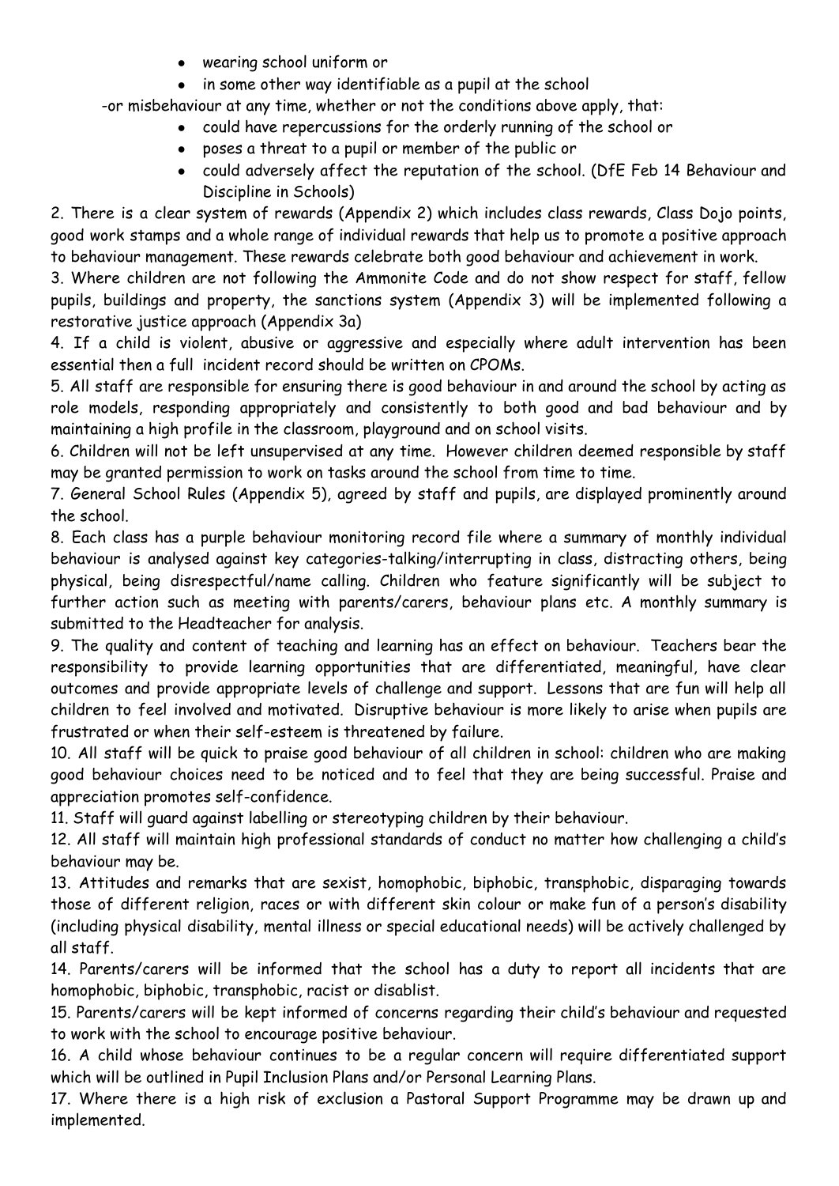- wearing school uniform or
- in some other way identifiable as a pupil at the school

-or misbehaviour at any time, whether or not the conditions above apply, that:

- could have repercussions for the orderly running of the school or
- poses a threat to a pupil or member of the public or
- could adversely affect the reputation of the school. (DfE Feb 14 Behaviour and Discipline in Schools)

2. There is a clear system of rewards (Appendix 2) which includes class rewards, Class Dojo points, good work stamps and a whole range of individual rewards that help us to promote a positive approach to behaviour management. These rewards celebrate both good behaviour and achievement in work.

3. Where children are not following the Ammonite Code and do not show respect for staff, fellow pupils, buildings and property, the sanctions system (Appendix 3) will be implemented following a restorative justice approach (Appendix 3a)

4. If a child is violent, abusive or aggressive and especially where adult intervention has been essential then a full incident record should be written on CPOMs.

5. All staff are responsible for ensuring there is good behaviour in and around the school by acting as role models, responding appropriately and consistently to both good and bad behaviour and by maintaining a high profile in the classroom, playground and on school visits.

6. Children will not be left unsupervised at any time. However children deemed responsible by staff may be granted permission to work on tasks around the school from time to time.

7. General School Rules (Appendix 5), agreed by staff and pupils, are displayed prominently around the school.

8. Each class has a purple behaviour monitoring record file where a summary of monthly individual behaviour is analysed against key categories-talking/interrupting in class, distracting others, being physical, being disrespectful/name calling. Children who feature significantly will be subject to further action such as meeting with parents/carers, behaviour plans etc. A monthly summary is submitted to the Headteacher for analysis.

9. The quality and content of teaching and learning has an effect on behaviour. Teachers bear the responsibility to provide learning opportunities that are differentiated, meaningful, have clear outcomes and provide appropriate levels of challenge and support. Lessons that are fun will help all children to feel involved and motivated. Disruptive behaviour is more likely to arise when pupils are frustrated or when their self-esteem is threatened by failure.

10. All staff will be quick to praise good behaviour of all children in school: children who are making good behaviour choices need to be noticed and to feel that they are being successful. Praise and appreciation promotes self-confidence.

11. Staff will guard against labelling or stereotyping children by their behaviour.

12. All staff will maintain high professional standards of conduct no matter how challenging a child's behaviour may be.

13. Attitudes and remarks that are sexist, homophobic, biphobic, transphobic, disparaging towards those of different religion, races or with different skin colour or make fun of a person's disability (including physical disability, mental illness or special educational needs) will be actively challenged by all staff.

14. Parents/carers will be informed that the school has a duty to report all incidents that are homophobic, biphobic, transphobic, racist or disablist.

15. Parents/carers will be kept informed of concerns regarding their child's behaviour and requested to work with the school to encourage positive behaviour.

16. A child whose behaviour continues to be a regular concern will require differentiated support which will be outlined in Pupil Inclusion Plans and/or Personal Learning Plans.

17. Where there is a high risk of exclusion a Pastoral Support Programme may be drawn up and implemented.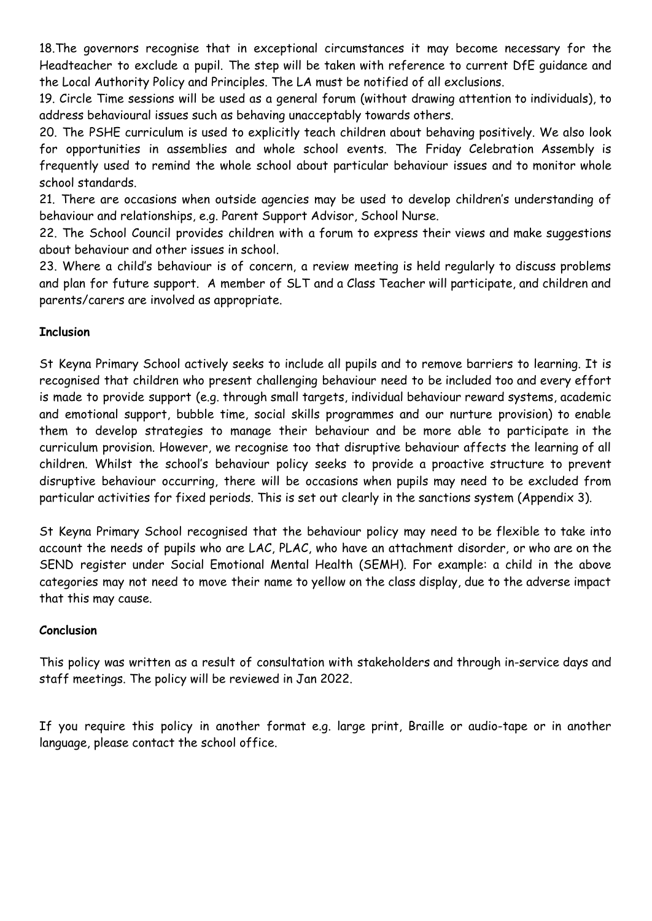18.The governors recognise that in exceptional circumstances it may become necessary for the Headteacher to exclude a pupil. The step will be taken with reference to current DfE guidance and the Local Authority Policy and Principles. The LA must be notified of all exclusions.

19. Circle Time sessions will be used as a general forum (without drawing attention to individuals), to address behavioural issues such as behaving unacceptably towards others.

20. The PSHE curriculum is used to explicitly teach children about behaving positively. We also look for opportunities in assemblies and whole school events. The Friday Celebration Assembly is frequently used to remind the whole school about particular behaviour issues and to monitor whole school standards.

21. There are occasions when outside agencies may be used to develop children's understanding of behaviour and relationships, e.g. Parent Support Advisor, School Nurse.

22. The School Council provides children with a forum to express their views and make suggestions about behaviour and other issues in school.

23. Where a child's behaviour is of concern, a review meeting is held regularly to discuss problems and plan for future support. A member of SLT and a Class Teacher will participate, and children and parents/carers are involved as appropriate.

**Inclusion**

St Keyna Primary School actively seeks to include all pupils and to remove barriers to learning. It is recognised that children who present challenging behaviour need to be included too and every effort is made to provide support (e.g. through small targets, individual behaviour reward systems, academic and emotional support, bubble time, social skills programmes and our nurture provision) to enable them to develop strategies to manage their behaviour and be more able to participate in the curriculum provision. However, we recognise too that disruptive behaviour affects the learning of all children. Whilst the school's behaviour policy seeks to provide a proactive structure to prevent disruptive behaviour occurring, there will be occasions when pupils may need to be excluded from particular activities for fixed periods. This is set out clearly in the sanctions system (Appendix 3).

St Keyna Primary School recognised that the behaviour policy may need to be flexible to take into account the needs of pupils who are LAC, PLAC, who have an attachment disorder, or who are on the SEND register under Social Emotional Mental Health (SEMH). For example: a child in the above categories may not need to move their name to yellow on the class display, due to the adverse impact that this may cause.

**Conclusion**

This policy was written as a result of consultation with stakeholders and through in-service days and staff meetings. The policy will be reviewed in Jan 2022.

If you require this policy in another format e.g. large print, Braille or audio-tape or in another language, please contact the school office.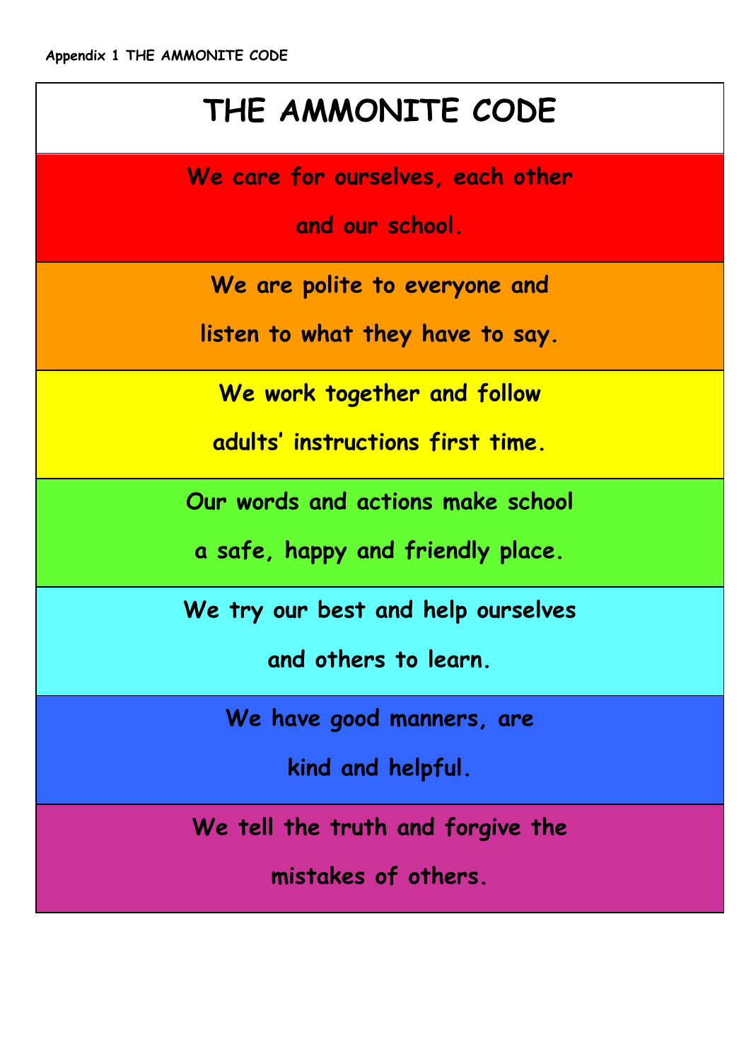Appendix 1 THE AMMONITE CODE

# THE AMMONITE CODE

**We care for ourselves, each other and our school.**

**We are polite to everyone and listen to what they have to say.**

**We work together and follow adults' instructions first time.**

**Our words and actions make school a safe, happy and friendly place.**

**We try our best and help ourselves and others to learn.**

**We have good manners, are kind and helpful.**

**We tell the truth and forgive the mistakes of others.**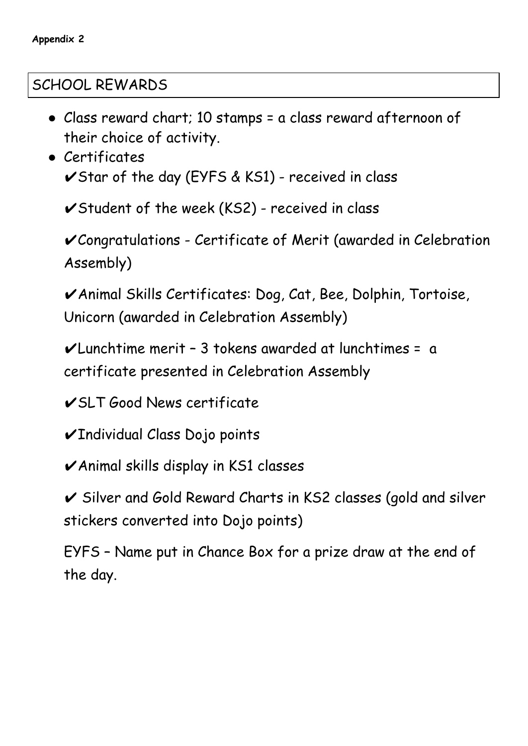**Appendix 2**

## SCHOOL REWARDS

- Class reward chart; 10 stamps = a class reward afternoon of their choice of activity.
- Certificates

  ✔Star of the day (EYFS & KS1) - received in class

  ✔Student of the week (KS2) - received in class

  ✔Congratulations - Certificate of Merit (awarded in Celebration Assembly)

  ✔Animal Skills Certificates: Dog, Cat, Bee, Dolphin, Tortoise, Unicorn (awarded in Celebration Assembly)

  ✔Lunchtime merit – 3 tokens awarded at lunchtimes = a certificate presented in Celebration Assembly

  ✔SLT Good News certificate

  ✔Individual Class Dojo points

  ✔Animal skills display in KS1 classes

  ✔ Silver and Gold Reward Charts in KS2 classes (gold and silver stickers converted into Dojo points)

  EYFS – Name put in Chance Box for a prize draw at the end of the day.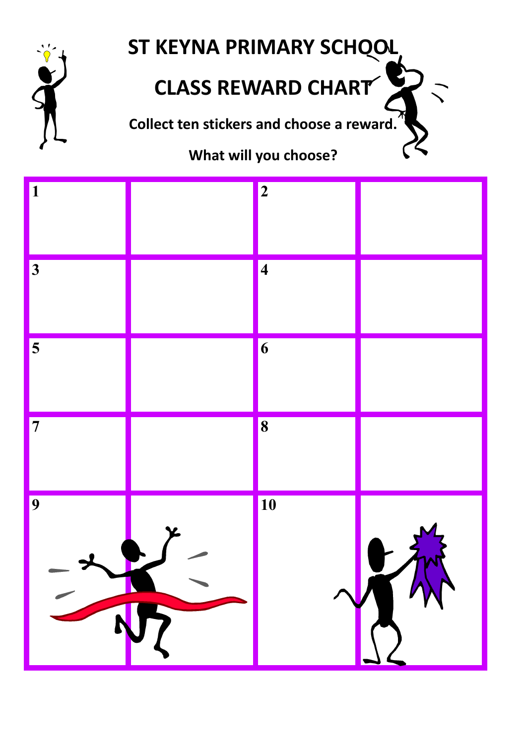# ST KEYNA PRIMARY SCHOOL

## CLASS REWARD CHART

**Collect ten stickers and choose a reward.**

**What will you choose?**

| | | | |
|---|---|---|---|
| **1** | | **2** | |
| **3** | | **4** | |
| **5** | | **6** | |
| **7** | | **8** | |
| **9** | | **10** | |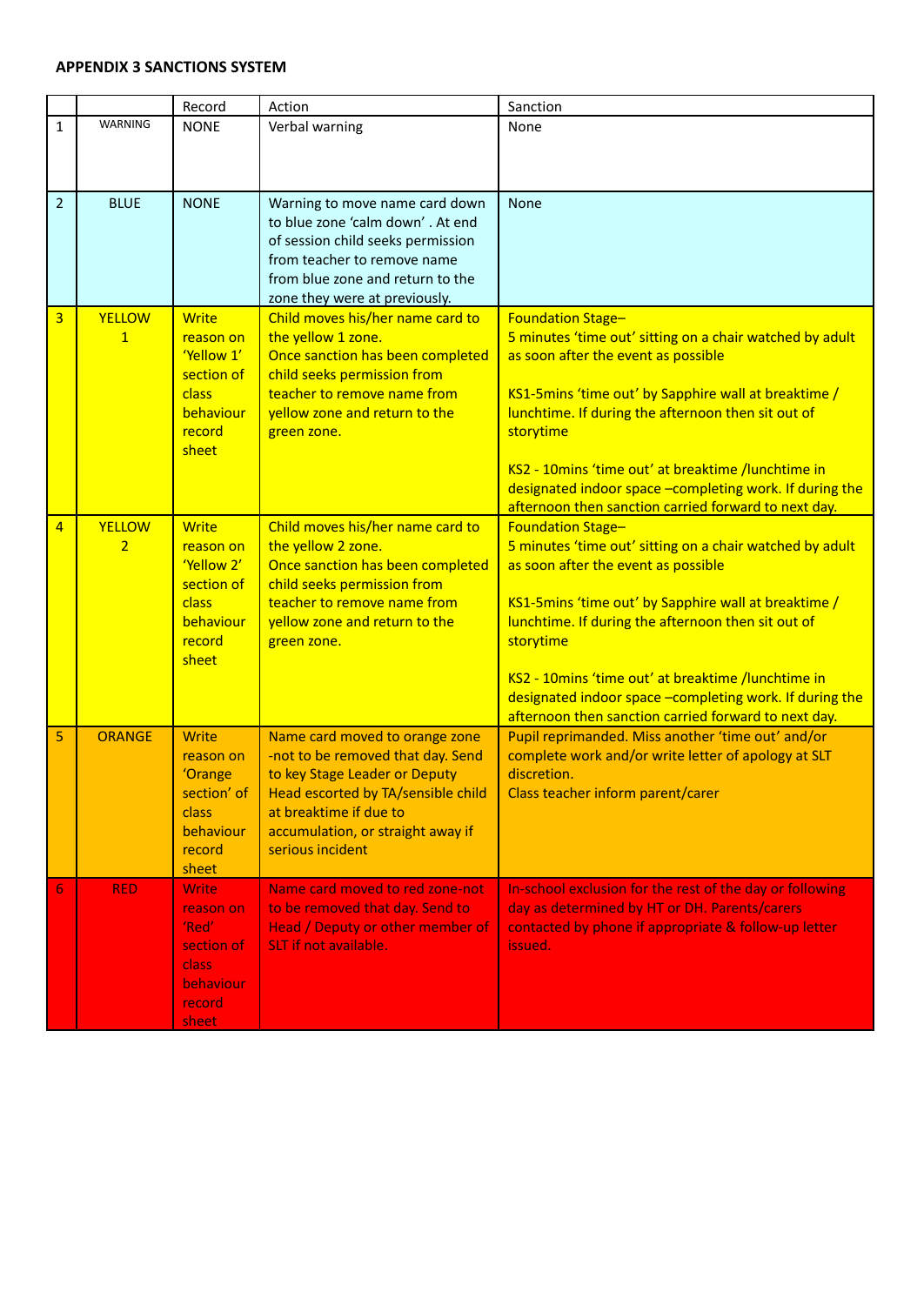**APPENDIX 3 SANCTIONS SYSTEM**

| | | Record | Action | Sanction |
|---|---|---|---|---|
| 1 | WARNING | NONE | Verbal warning | None |
| 2 | BLUE | NONE | Warning to move name card down to blue zone 'calm down' . At end of session child seeks permission from teacher to remove name from blue zone and return to the zone they were at previously. | None |
| 3 | YELLOW 1 | Write reason on 'Yellow 1' section of class behaviour record sheet | Child moves his/her name card to the yellow 1 zone.<br>Once sanction has been completed child seeks permission from teacher to remove name from yellow zone and return to the green zone. | Foundation Stage–<br>5 minutes 'time out' sitting on a chair watched by adult as soon after the event as possible<br><br>KS1-5mins 'time out' by Sapphire wall at breaktime / lunchtime. If during the afternoon then sit out of storytime<br><br>KS2 - 10mins 'time out' at breaktime /lunchtime in designated indoor space –completing work. If during the afternoon then sanction carried forward to next day. |
| 4 | YELLOW 2 | Write reason on 'Yellow 2' section of class behaviour record sheet | Child moves his/her name card to the yellow 2 zone.<br>Once sanction has been completed child seeks permission from teacher to remove name from yellow zone and return to the green zone. | Foundation Stage–<br>5 minutes 'time out' sitting on a chair watched by adult as soon after the event as possible<br><br>KS1-5mins 'time out' by Sapphire wall at breaktime / lunchtime. If during the afternoon then sit out of storytime<br><br>KS2 - 10mins 'time out' at breaktime /lunchtime in designated indoor space –completing work. If during the afternoon then sanction carried forward to next day. |
| 5 | ORANGE | Write reason on 'Orange section' of class behaviour record sheet | Name card moved to orange zone -not to be removed that day. Send to key Stage Leader or Deputy Head escorted by TA/sensible child at breaktime if due to accumulation, or straight away if serious incident | Pupil reprimanded. Miss another 'time out' and/or complete work and/or write letter of apology at SLT discretion.<br>Class teacher inform parent/carer |
| 6 | RED | Write reason on 'Red' section of class behaviour record sheet | Name card moved to red zone-not to be removed that day. Send to Head / Deputy or other member of SLT if not available. | In-school exclusion for the rest of the day or following day as determined by HT or DH. Parents/carers contacted by phone if appropriate & follow-up letter issued. |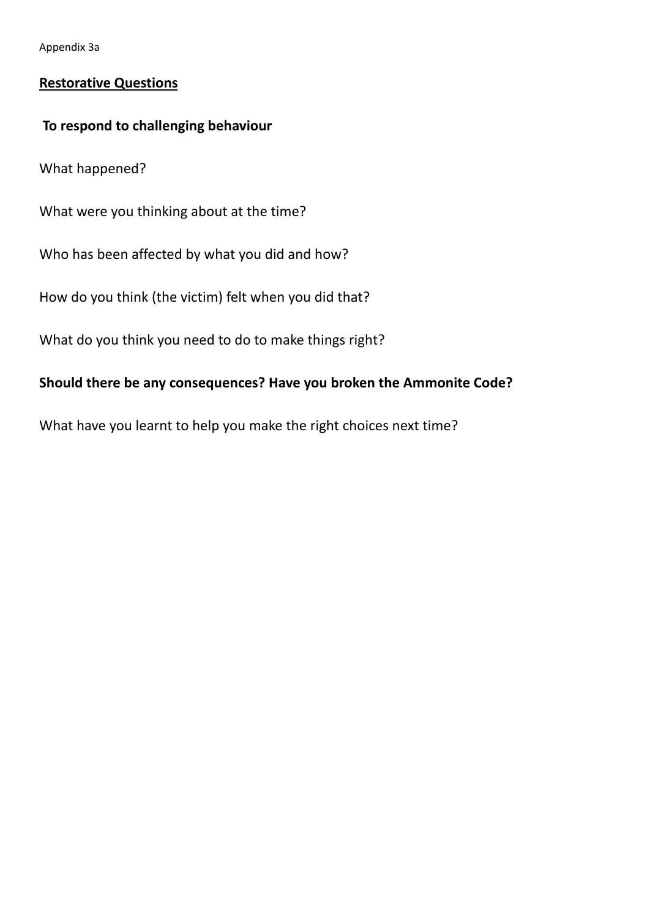Appendix 3a

## Restorative Questions

### To respond to challenging behaviour

What happened?

What were you thinking about at the time?

Who has been affected by what you did and how?

How do you think (the victim) felt when you did that?

What do you think you need to do to make things right?

**Should there be any consequences? Have you broken the Ammonite Code?**

What have you learnt to help you make the right choices next time?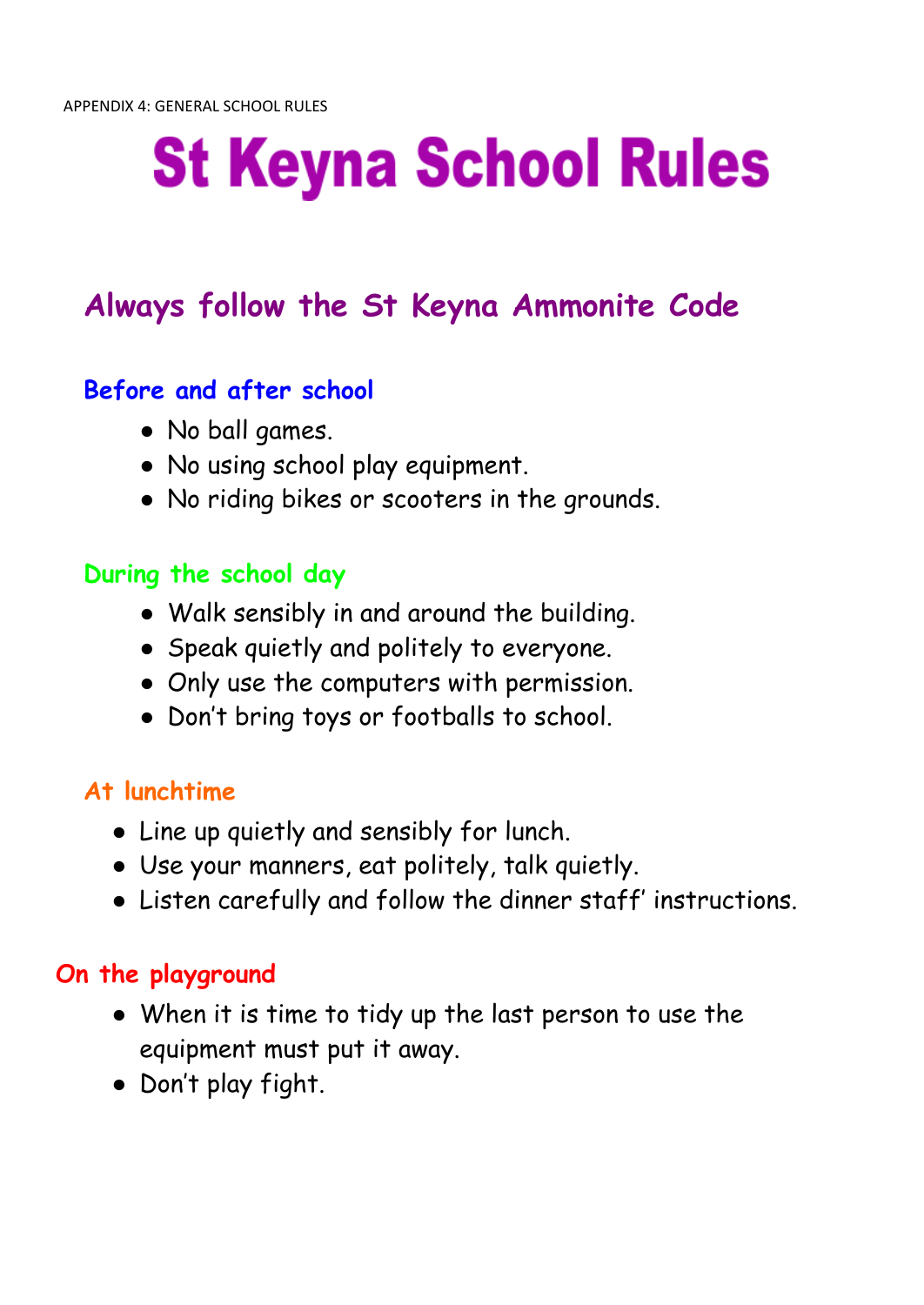APPENDIX 4: GENERAL SCHOOL RULES

# St Keyna School Rules

## Always follow the St Keyna Ammonite Code

### Before and after school

- No ball games.
- No using school play equipment.
- No riding bikes or scooters in the grounds.

### During the school day

- Walk sensibly in and around the building.
- Speak quietly and politely to everyone.
- Only use the computers with permission.
- Don't bring toys or footballs to school.

### At lunchtime

- Line up quietly and sensibly for lunch.
- Use your manners, eat politely, talk quietly.
- Listen carefully and follow the dinner staff' instructions.

### On the playground

- When it is time to tidy up the last person to use the equipment must put it away.
- Don't play fight.